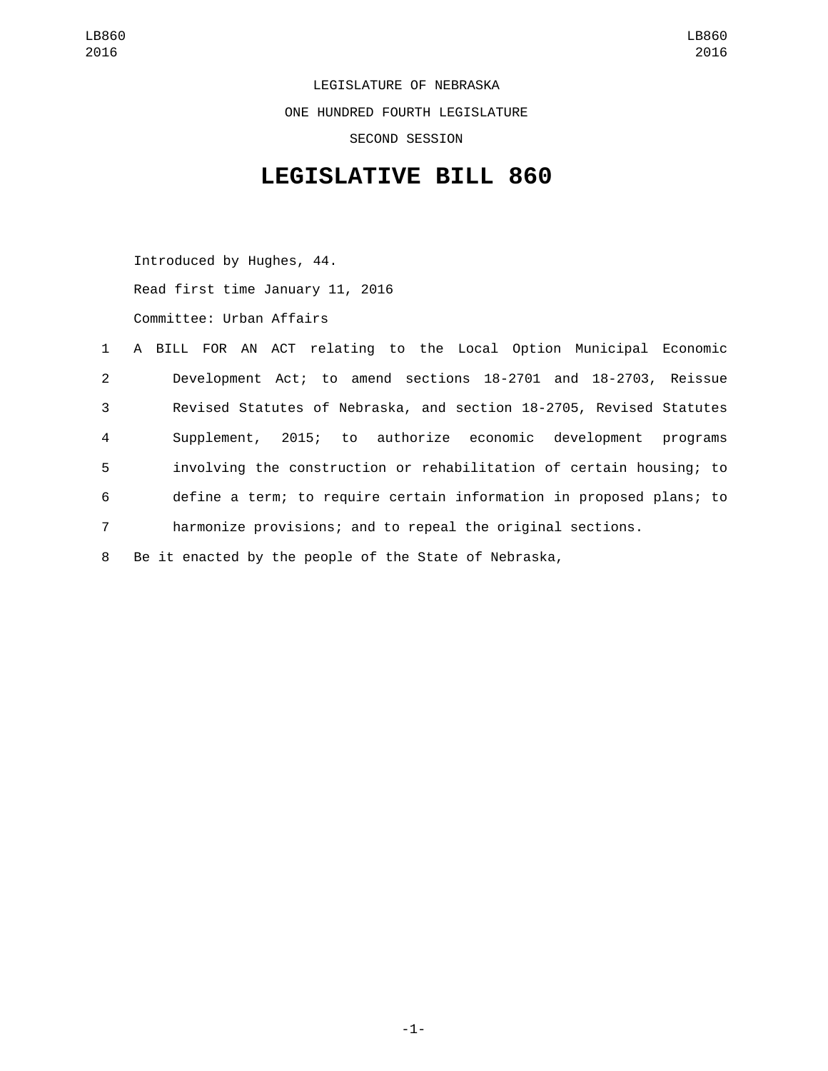LEGISLATURE OF NEBRASKA

ONE HUNDRED FOURTH LEGISLATURE

SECOND SESSION

# LEGISLATIVE BILL 860

Introduced by Hughes, 44.

Read first time January 11, 2016

Committee: Urban Affairs

A BILL FOR AN ACT relating to the Local Option Municipal Economic Development Act; to amend sections 18-2701 and 18-2703, Reissue Revised Statutes of Nebraska, and section 18-2705, Revised Statutes Supplement, 2015; to authorize economic development programs involving the construction or rehabilitation of certain housing; to define a term; to require certain information in proposed plans; to harmonize provisions; and to repeal the original sections.

Be it enacted by the people of the State of Nebraska,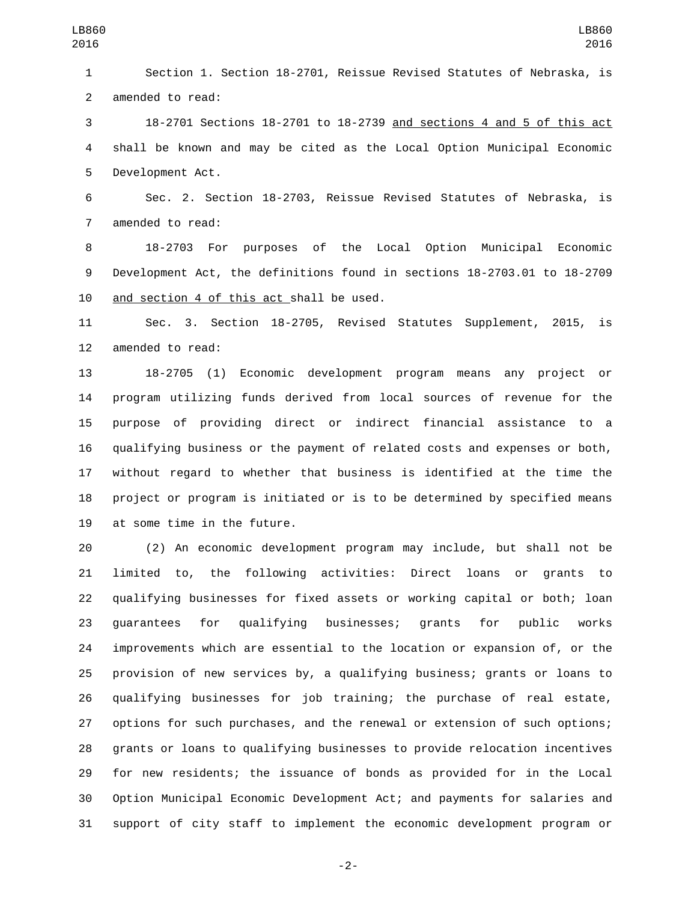Section 1. Section 18-2701, Reissue Revised Statutes of Nebraska, is amended to read:

18-2701 Sections 18-2701 to 18-2739 <u>and sections 4 and 5 of this act</u> shall be known and may be cited as the Local Option Municipal Economic Development Act.

Sec. 2. Section 18-2703, Reissue Revised Statutes of Nebraska, is amended to read:

18-2703 For purposes of the Local Option Municipal Economic Development Act, the definitions found in sections 18-2703.01 to 18-2709 <u>and section 4 of this act</u> shall be used.

Sec. 3. Section 18-2705, Revised Statutes Supplement, 2015, is amended to read:

18-2705 (1) Economic development program means any project or program utilizing funds derived from local sources of revenue for the purpose of providing direct or indirect financial assistance to a qualifying business or the payment of related costs and expenses or both, without regard to whether that business is identified at the time the project or program is initiated or is to be determined by specified means at some time in the future.

(2) An economic development program may include, but shall not be limited to, the following activities: Direct loans or grants to qualifying businesses for fixed assets or working capital or both; loan guarantees for qualifying businesses; grants for public works improvements which are essential to the location or expansion of, or the provision of new services by, a qualifying business; grants or loans to qualifying businesses for job training; the purchase of real estate, options for such purchases, and the renewal or extension of such options; grants or loans to qualifying businesses to provide relocation incentives for new residents; the issuance of bonds as provided for in the Local Option Municipal Economic Development Act; and payments for salaries and support of city staff to implement the economic development program or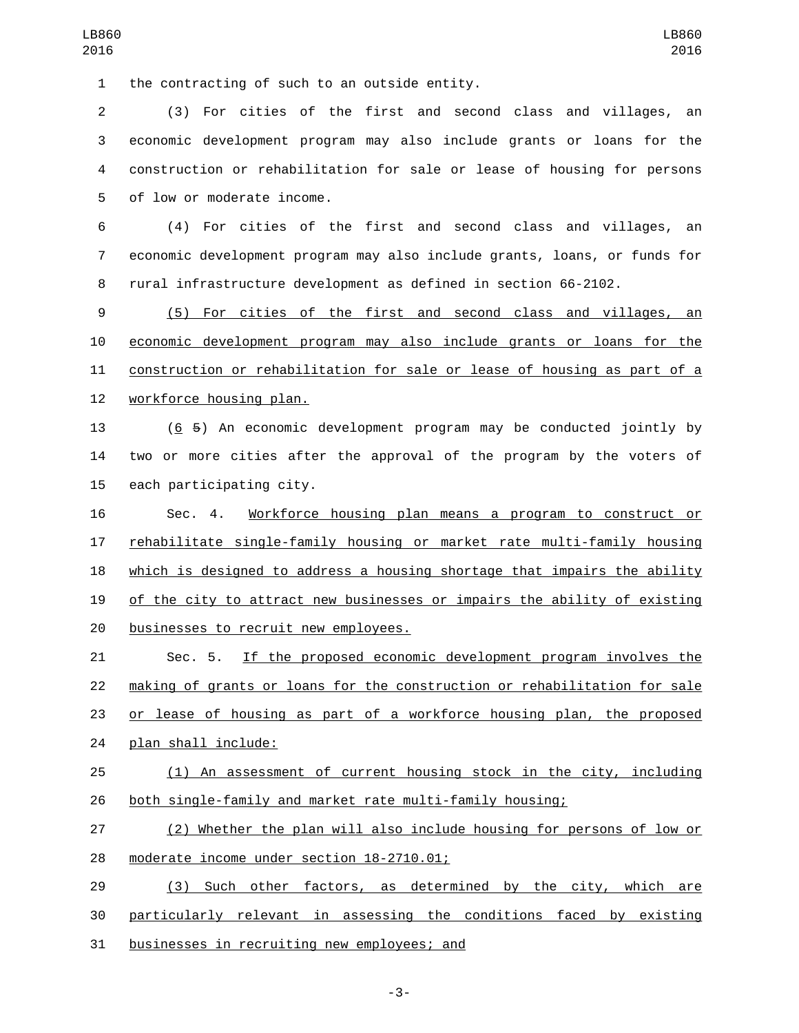the contracting of such to an outside entity.

(3) For cities of the first and second class and villages, an economic development program may also include grants or loans for the construction or rehabilitation for sale or lease of housing for persons of low or moderate income.

(4) For cities of the first and second class and villages, an economic development program may also include grants, loans, or funds for rural infrastructure development as defined in section 66-2102.

(5) For cities of the first and second class and villages, an economic development program may also include grants or loans for the construction or rehabilitation for sale or lease of housing as part of a workforce housing plan.

(6 ~~5~~) An economic development program may be conducted jointly by two or more cities after the approval of the program by the voters of each participating city.

Sec. 4. Workforce housing plan means a program to construct or rehabilitate single-family housing or market rate multi-family housing which is designed to address a housing shortage that impairs the ability of the city to attract new businesses or impairs the ability of existing businesses to recruit new employees.

Sec. 5. If the proposed economic development program involves the making of grants or loans for the construction or rehabilitation for sale or lease of housing as part of a workforce housing plan, the proposed plan shall include:

(1) An assessment of current housing stock in the city, including both single-family and market rate multi-family housing;

(2) Whether the plan will also include housing for persons of low or moderate income under section 18-2710.01;

(3) Such other factors, as determined by the city, which are particularly relevant in assessing the conditions faced by existing businesses in recruiting new employees; and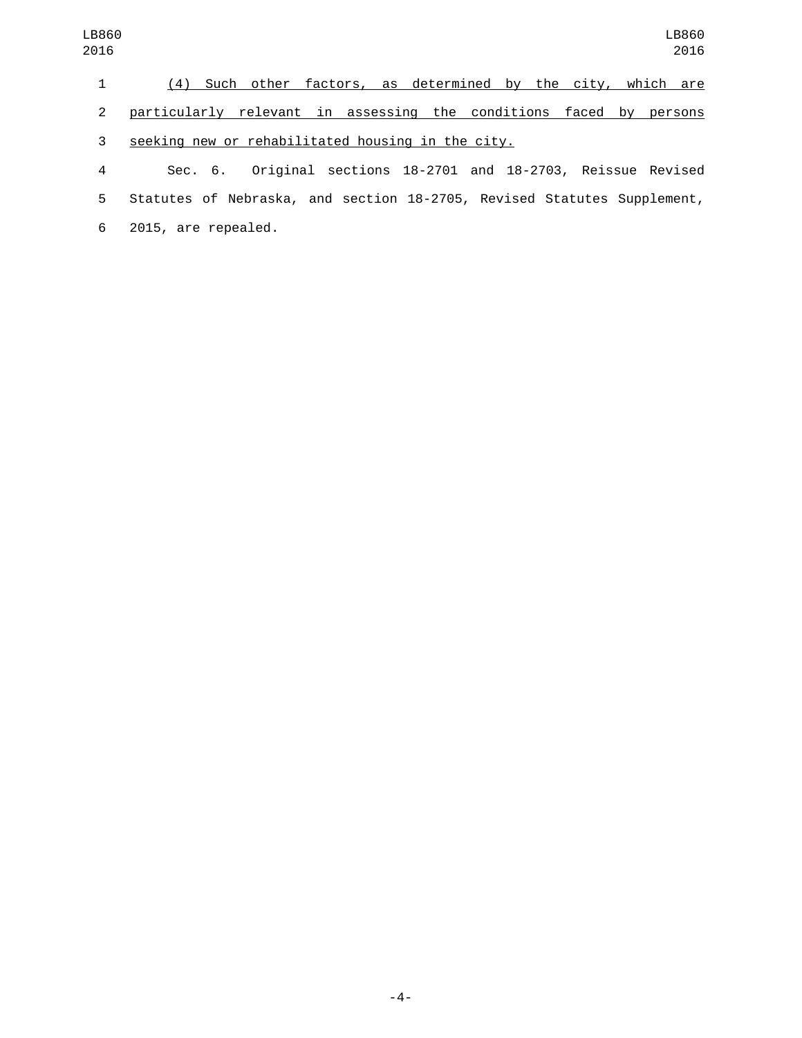(4) Such other factors, as determined by the city, which are particularly relevant in assessing the conditions faced by persons seeking new or rehabilitated housing in the city.

Sec. 6. Original sections 18-2701 and 18-2703, Reissue Revised Statutes of Nebraska, and section 18-2705, Revised Statutes Supplement, 2015, are repealed.